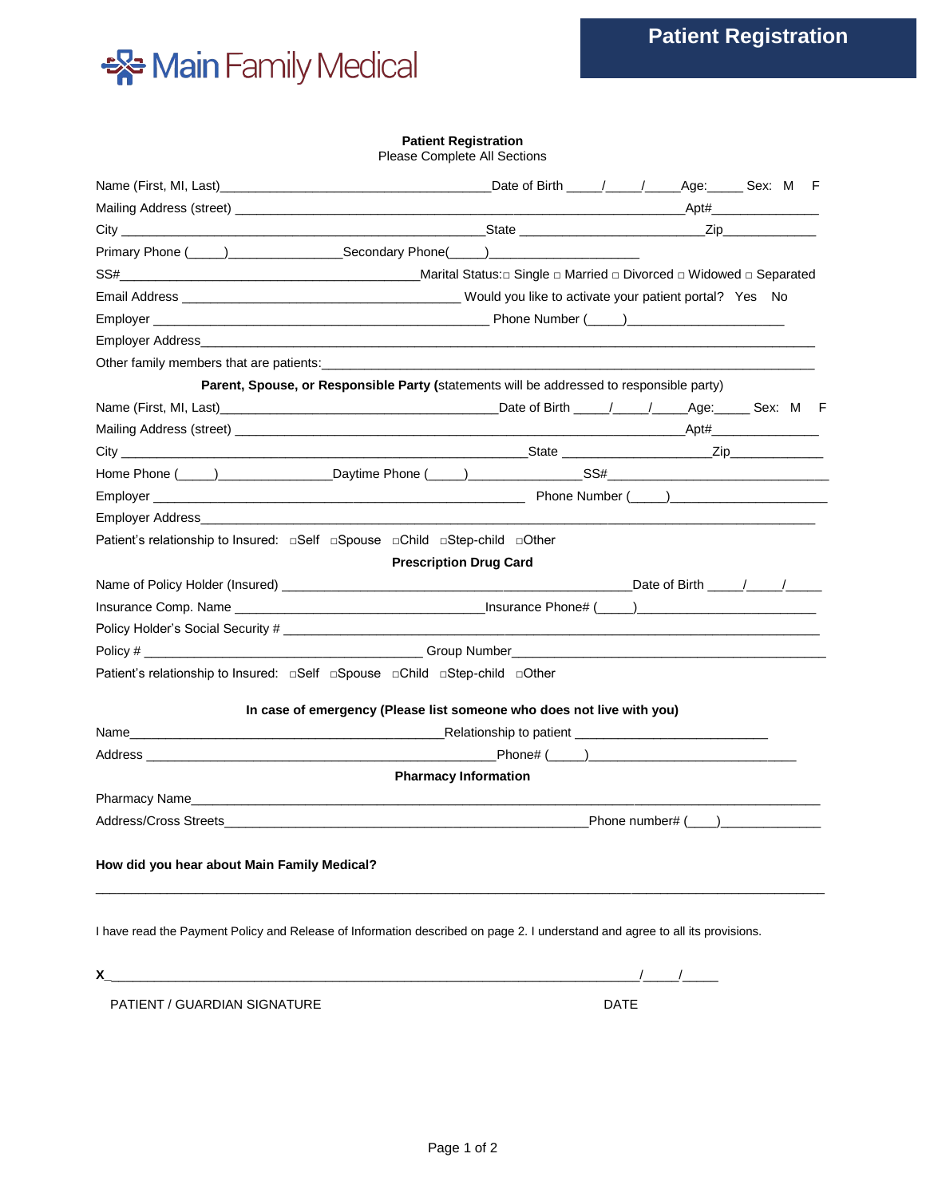Main Family Medical

# Patient Registration

**Patient Registration**
Please Complete All Sections

Name (First, MI, Last)______________________________________Date of Birth _____/_____/_____Age:_____ Sex: M F

Mailing Address (street) _______________________________________________________________Apt#_______________

City ____________________________________________________State __________________________Zip_____________

Primary Phone (_____)________________Secondary Phone(_____)____________________

SS#________________________________________Marital Status:□ Single □ Married □ Divorced □ Widowed □ Separated

Email Address _______________________________________ Would you like to activate your patient portal? Yes No

Employer _______________________________________________ Phone Number (_____)______________________

Employer Address_____________________________________________________________________________________

Other family members that are patients:_______________________________________________________________________

**Parent, Spouse, or Responsible Party (**statements will be addressed to responsible party)

Name (First, MI, Last)_______________________________________Date of Birth _____/_____/_____Age:_____ Sex: M F

Mailing Address (street) _______________________________________________________________Apt#_______________

City __________________________________________________________State ____________________Zip_____________

Home Phone (_____)________________Daytime Phone (_____)________________SS#________________________________

Employer ____________________________________________________ Phone Number (_____)______________________

Employer Address_____________________________________________________________________________________

Patient's relationship to Insured: □Self □Spouse □Child □Step-child □Other

**Prescription Drug Card**

Name of Policy Holder (Insured) _________________________________________________Date of Birth _____/_____/_____

Insurance Comp. Name ___________________________________Insurance Phone# (_____)_________________________

Policy Holder's Social Security # ___________________________________________________________________________

Policy # _______________________________________ Group Number____________________________________________

Patient's relationship to Insured: □Self □Spouse □Child □Step-child □Other

**In case of emergency (Please list someone who does not live with you)**

Name____________________________________________Relationship to patient ___________________________

Address ___________________________________________________Phone# (_____)______________________________

**Pharmacy Information**

Pharmacy Name_________________________________________________________________________________________

Address/Cross Streets_____________________________________________________Phone number# (____)______________

**How did you hear about Main Family Medical?**

___________________________________________________________________________________________________

I have read the Payment Policy and Release of Information described on page 2. I understand and agree to all its provisions.

**X**__________________________________________________________________________/_____/_____

PATIENT / GUARDIAN SIGNATURE DATE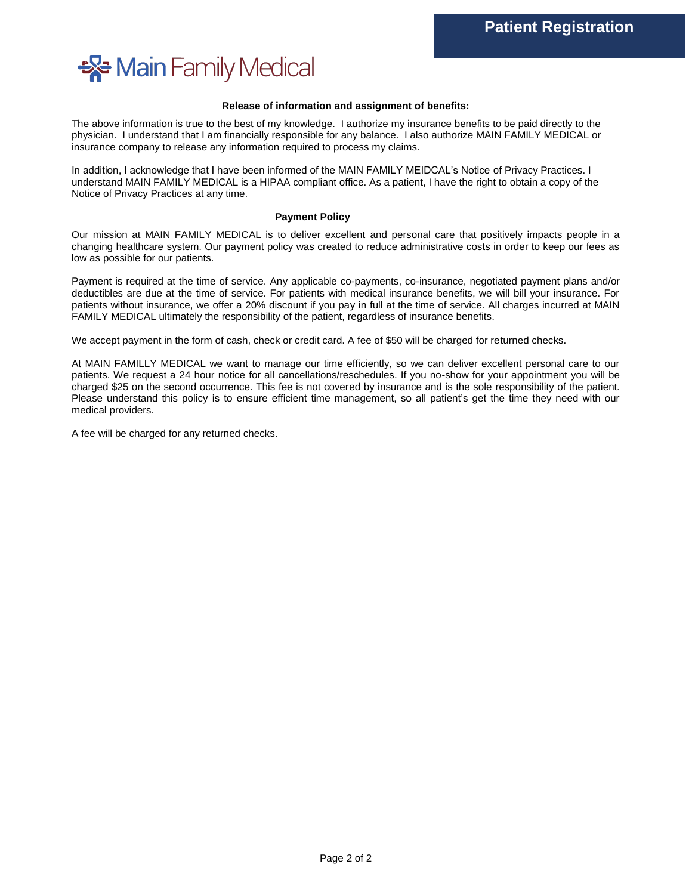# Patient Registration

Main Family Medical

**Release of information and assignment of benefits:**

The above information is true to the best of my knowledge. I authorize my insurance benefits to be paid directly to the physician. I understand that I am financially responsible for any balance. I also authorize MAIN FAMILY MEDICAL or insurance company to release any information required to process my claims.

In addition, I acknowledge that I have been informed of the MAIN FAMILY MEIDCAL's Notice of Privacy Practices. I understand MAIN FAMILY MEDICAL is a HIPAA compliant office. As a patient, I have the right to obtain a copy of the Notice of Privacy Practices at any time.

**Payment Policy**

Our mission at MAIN FAMILY MEDICAL is to deliver excellent and personal care that positively impacts people in a changing healthcare system. Our payment policy was created to reduce administrative costs in order to keep our fees as low as possible for our patients.

Payment is required at the time of service. Any applicable co-payments, co-insurance, negotiated payment plans and/or deductibles are due at the time of service. For patients with medical insurance benefits, we will bill your insurance. For patients without insurance, we offer a 20% discount if you pay in full at the time of service. All charges incurred at MAIN FAMILY MEDICAL ultimately the responsibility of the patient, regardless of insurance benefits.

We accept payment in the form of cash, check or credit card. A fee of $50 will be charged for returned checks.

At MAIN FAMILLY MEDICAL we want to manage our time efficiently, so we can deliver excellent personal care to our patients. We request a 24 hour notice for all cancellations/reschedules. If you no-show for your appointment you will be charged $25 on the second occurrence. This fee is not covered by insurance and is the sole responsibility of the patient. Please understand this policy is to ensure efficient time management, so all patient's get the time they need with our medical providers.

A fee will be charged for any returned checks.